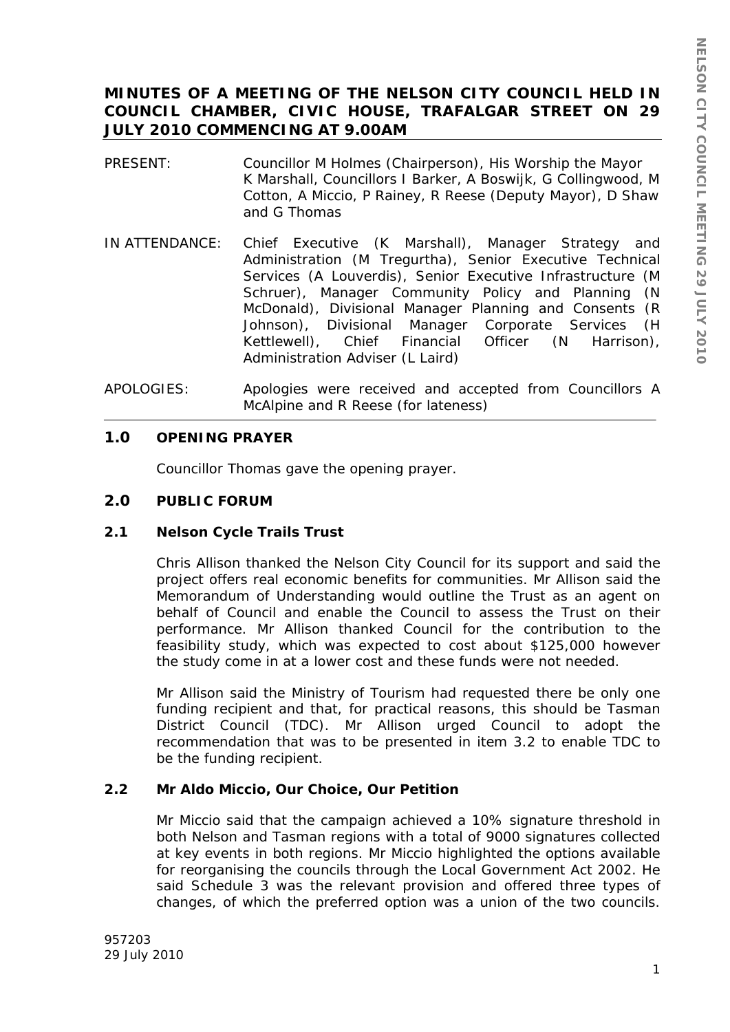# MINUTES OF A MEETING OF THE NELSON CITY COUNCIL HELD IN COUNCIL CHAMBER, CIVIC HOUSE, TRAFALGAR STREET ON 29 JULY 2010 COMMENCING AT 9.00AM

PRESENT: Councillor M Holmes (Chairperson), His Worship the Mayor K Marshall, Councillors I Barker, A Boswijk, G Collingwood, M Cotton, A Miccio, P Rainey, R Reese (Deputy Mayor), D Shaw and G Thomas

IN ATTENDANCE: Chief Executive (K Marshall), Manager Strategy and Administration (M Tregurtha), Senior Executive Technical Services (A Louverdis), Senior Executive Infrastructure (M Schruer), Manager Community Policy and Planning (N McDonald), Divisional Manager Planning and Consents (R Johnson), Divisional Manager Corporate Services (H Kettlewell), Chief Financial Officer (N Harrison), Administration Adviser (L Laird)

APOLOGIES: Apologies were received and accepted from Councillors A McAlpine and R Reese (for lateness)

## 1.0 OPENING PRAYER

Councillor Thomas gave the opening prayer.

## 2.0 PUBLIC FORUM

### 2.1 Nelson Cycle Trails Trust

Chris Allison thanked the Nelson City Council for its support and said the project offers real economic benefits for communities. Mr Allison said the Memorandum of Understanding would outline the Trust as an agent on behalf of Council and enable the Council to assess the Trust on their performance. Mr Allison thanked Council for the contribution to the feasibility study, which was expected to cost about $125,000 however the study come in at a lower cost and these funds were not needed.

Mr Allison said the Ministry of Tourism had requested there be only one funding recipient and that, for practical reasons, this should be Tasman District Council (TDC). Mr Allison urged Council to adopt the recommendation that was to be presented in item 3.2 to enable TDC to be the funding recipient.

### 2.2 Mr Aldo Miccio, Our Choice, Our Petition

Mr Miccio said that the campaign achieved a 10% signature threshold in both Nelson and Tasman regions with a total of 9000 signatures collected at key events in both regions. Mr Miccio highlighted the options available for reorganising the councils through the Local Government Act 2002. He said Schedule 3 was the relevant provision and offered three types of changes, of which the preferred option was a union of the two councils.

957203
29 July 2010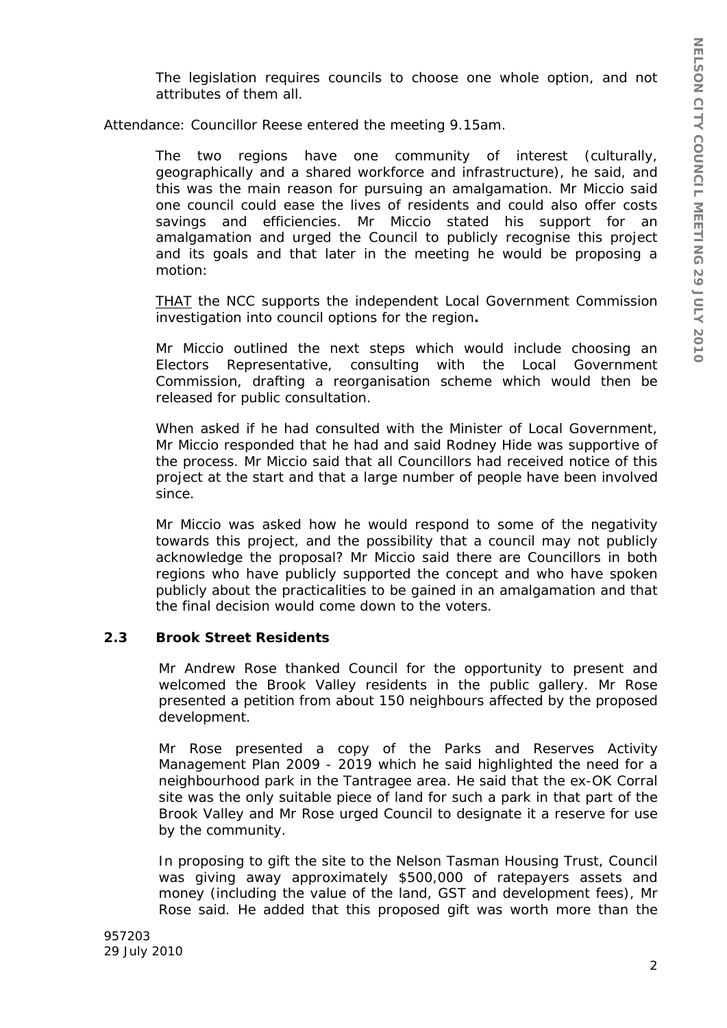The legislation requires councils to choose one whole option, and not attributes of them all.

Attendance: Councillor Reese entered the meeting 9.15am.

The two regions have one community of interest (culturally, geographically and a shared workforce and infrastructure), he said, and this was the main reason for pursuing an amalgamation. Mr Miccio said one council could ease the lives of residents and could also offer costs savings and efficiencies. Mr Miccio stated his support for an amalgamation and urged the Council to publicly recognise this project and its goals and that later in the meeting he would be proposing a motion:

THAT the NCC supports the independent Local Government Commission investigation into council options for the region**.**

Mr Miccio outlined the next steps which would include choosing an Electors Representative, consulting with the Local Government Commission, drafting a reorganisation scheme which would then be released for public consultation.

When asked if he had consulted with the Minister of Local Government, Mr Miccio responded that he had and said Rodney Hide was supportive of the process. Mr Miccio said that all Councillors had received notice of this project at the start and that a large number of people have been involved since.

Mr Miccio was asked how he would respond to some of the negativity towards this project, and the possibility that a council may not publicly acknowledge the proposal? Mr Miccio said there are Councillors in both regions who have publicly supported the concept and who have spoken publicly about the practicalities to be gained in an amalgamation and that the final decision would come down to the voters.

### 2.3 Brook Street Residents

Mr Andrew Rose thanked Council for the opportunity to present and welcomed the Brook Valley residents in the public gallery. Mr Rose presented a petition from about 150 neighbours affected by the proposed development.

Mr Rose presented a copy of the Parks and Reserves Activity Management Plan 2009 - 2019 which he said highlighted the need for a neighbourhood park in the Tantragee area. He said that the ex-OK Corral site was the only suitable piece of land for such a park in that part of the Brook Valley and Mr Rose urged Council to designate it a reserve for use by the community.

In proposing to gift the site to the Nelson Tasman Housing Trust, Council was giving away approximately $500,000 of ratepayers assets and money (including the value of the land, GST and development fees), Mr Rose said. He added that this proposed gift was worth more than the

957203
29 July 2010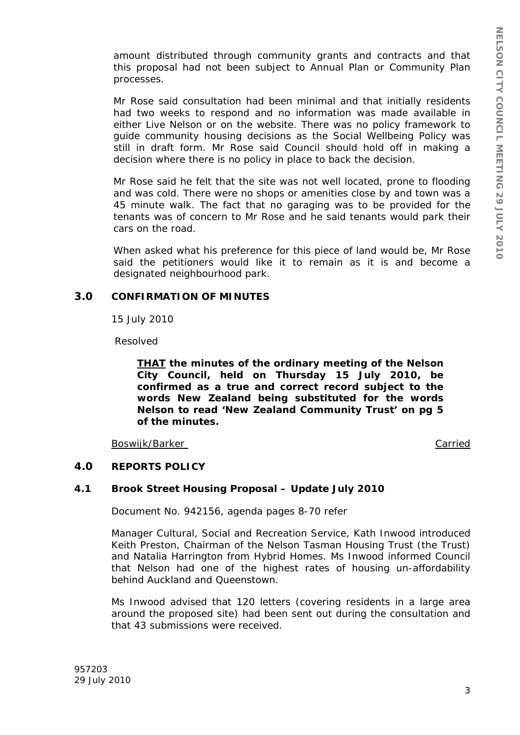amount distributed through community grants and contracts and that this proposal had not been subject to Annual Plan or Community Plan processes.

Mr Rose said consultation had been minimal and that initially residents had two weeks to respond and no information was made available in either Live Nelson or on the website. There was no policy framework to guide community housing decisions as the Social Wellbeing Policy was still in draft form. Mr Rose said Council should hold off in making a decision where there is no policy in place to back the decision.

Mr Rose said he felt that the site was not well located, prone to flooding and was cold. There were no shops or amenities close by and town was a 45 minute walk. The fact that no garaging was to be provided for the tenants was of concern to Mr Rose and he said tenants would park their cars on the road.

When asked what his preference for this piece of land would be, Mr Rose said the petitioners would like it to remain as it is and become a designated neighbourhood park.

## 3.0 CONFIRMATION OF MINUTES

15 July 2010

Resolved

**THAT the minutes of the ordinary meeting of the Nelson City Council, held on Thursday 15 July 2010, be confirmed as a true and correct record subject to the words New Zealand being substituted for the words Nelson to read 'New Zealand Community Trust' on pg 5 of the minutes.**

Boswijk/Barker — Carried

## 4.0 REPORTS POLICY

### 4.1 Brook Street Housing Proposal – Update July 2010

Document No. 942156, agenda pages 8-70 refer

Manager Cultural, Social and Recreation Service, Kath Inwood introduced Keith Preston, Chairman of the Nelson Tasman Housing Trust (the Trust) and Natalia Harrington from Hybrid Homes. Ms Inwood informed Council that Nelson had one of the highest rates of housing un-affordability behind Auckland and Queenstown.

Ms Inwood advised that 120 letters (covering residents in a large area around the proposed site) had been sent out during the consultation and that 43 submissions were received.

957203
29 July 2010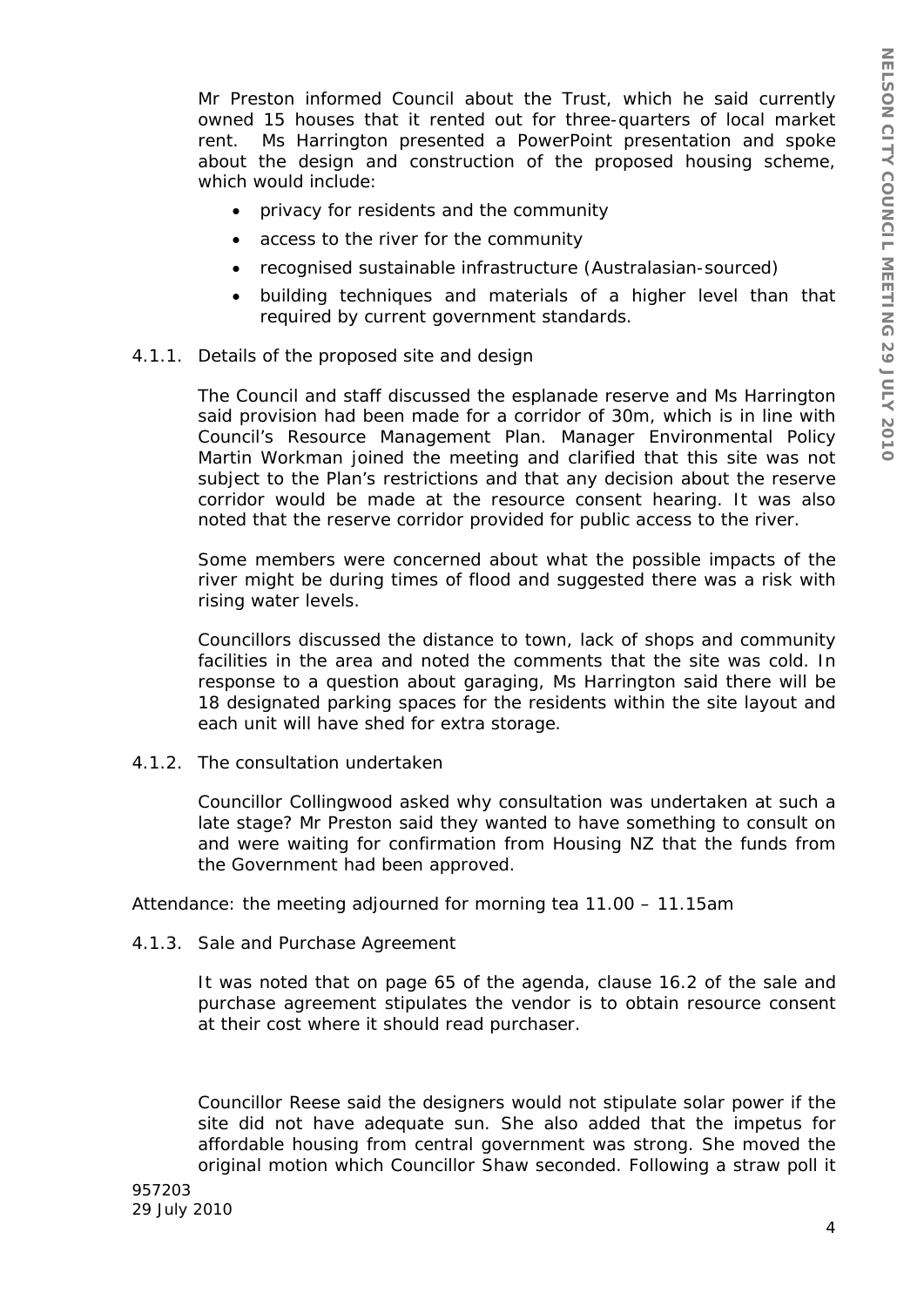Mr Preston informed Council about the Trust, which he said currently owned 15 houses that it rented out for three-quarters of local market rent. Ms Harrington presented a PowerPoint presentation and spoke about the design and construction of the proposed housing scheme, which would include:

- privacy for residents and the community
- access to the river for the community
- recognised sustainable infrastructure (Australasian-sourced)
- building techniques and materials of a higher level than that required by current government standards.

4.1.1. Details of the proposed site and design

The Council and staff discussed the esplanade reserve and Ms Harrington said provision had been made for a corridor of 30m, which is in line with Council's Resource Management Plan. Manager Environmental Policy Martin Workman joined the meeting and clarified that this site was not subject to the Plan's restrictions and that any decision about the reserve corridor would be made at the resource consent hearing. It was also noted that the reserve corridor provided for public access to the river.

Some members were concerned about what the possible impacts of the river might be during times of flood and suggested there was a risk with rising water levels.

Councillors discussed the distance to town, lack of shops and community facilities in the area and noted the comments that the site was cold. In response to a question about garaging, Ms Harrington said there will be 18 designated parking spaces for the residents within the site layout and each unit will have shed for extra storage.

4.1.2. The consultation undertaken

Councillor Collingwood asked why consultation was undertaken at such a late stage? Mr Preston said they wanted to have something to consult on and were waiting for confirmation from Housing NZ that the funds from the Government had been approved.

Attendance: the meeting adjourned for morning tea 11.00 – 11.15am

4.1.3. Sale and Purchase Agreement

It was noted that on page 65 of the agenda, clause 16.2 of the sale and purchase agreement stipulates the vendor is to obtain resource consent at their cost where it should read purchaser.

Councillor Reese said the designers would not stipulate solar power if the site did not have adequate sun. She also added that the impetus for affordable housing from central government was strong. She moved the original motion which Councillor Shaw seconded. Following a straw poll it

957203
29 July 2010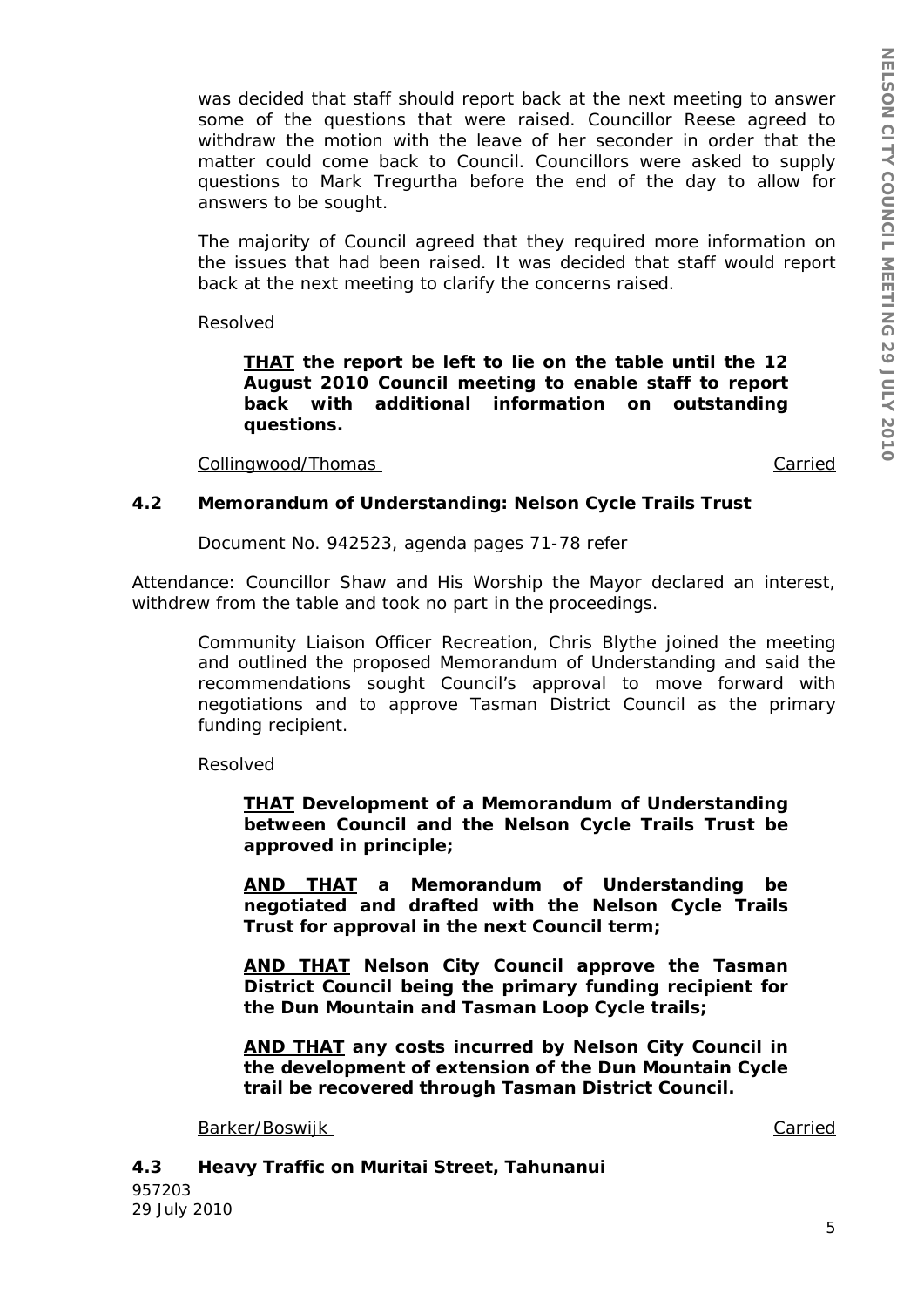was decided that staff should report back at the next meeting to answer some of the questions that were raised. Councillor Reese agreed to withdraw the motion with the leave of her seconder in order that the matter could come back to Council. Councillors were asked to supply questions to Mark Tregurtha before the end of the day to allow for answers to be sought.

The majority of Council agreed that they required more information on the issues that had been raised. It was decided that staff would report back at the next meeting to clarify the concerns raised.

Resolved

**THAT the report be left to lie on the table until the 12 August 2010 Council meeting to enable staff to report back with additional information on outstanding questions.**

Collingwood/Thomas Carried

### 4.2 Memorandum of Understanding: Nelson Cycle Trails Trust

Document No. 942523, agenda pages 71-78 refer

Attendance: Councillor Shaw and His Worship the Mayor declared an interest, withdrew from the table and took no part in the proceedings.

Community Liaison Officer Recreation, Chris Blythe joined the meeting and outlined the proposed Memorandum of Understanding and said the recommendations sought Council's approval to move forward with negotiations and to approve Tasman District Council as the primary funding recipient.

Resolved

**THAT Development of a Memorandum of Understanding between Council and the Nelson Cycle Trails Trust be approved in principle;**

**AND THAT a Memorandum of Understanding be negotiated and drafted with the Nelson Cycle Trails Trust for approval in the next Council term;**

**AND THAT Nelson City Council approve the Tasman District Council being the primary funding recipient for the Dun Mountain and Tasman Loop Cycle trails;**

**AND THAT any costs incurred by Nelson City Council in the development of extension of the Dun Mountain Cycle trail be recovered through Tasman District Council.**

Barker/Boswijk Carried

### 4.3 Heavy Traffic on Muritai Street, Tahunanui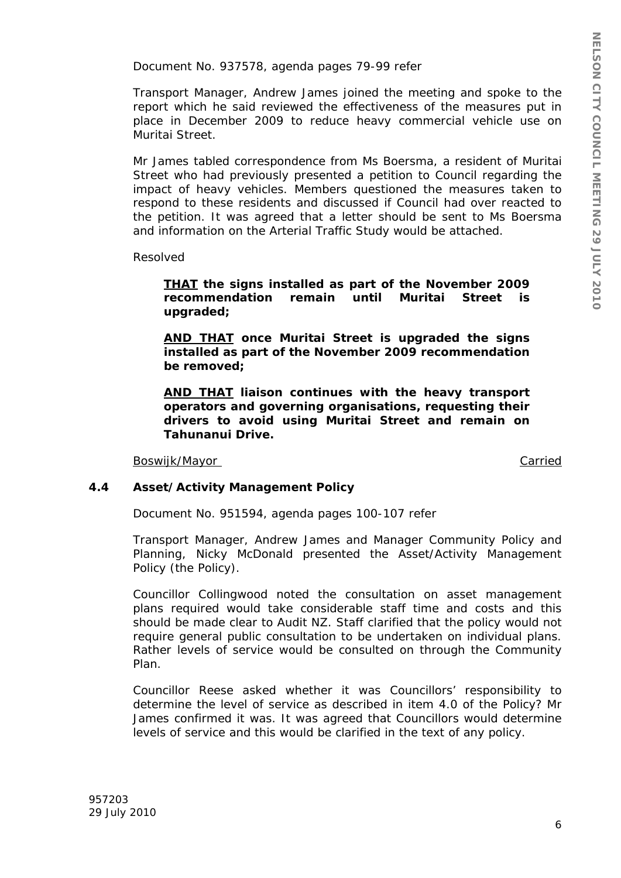Document No. 937578, agenda pages 79-99 refer

Transport Manager, Andrew James joined the meeting and spoke to the report which he said reviewed the effectiveness of the measures put in place in December 2009 to reduce heavy commercial vehicle use on Muritai Street.

Mr James tabled correspondence from Ms Boersma, a resident of Muritai Street who had previously presented a petition to Council regarding the impact of heavy vehicles. Members questioned the measures taken to respond to these residents and discussed if Council had over reacted to the petition. It was agreed that a letter should be sent to Ms Boersma and information on the Arterial Traffic Study would be attached.

Resolved

> **<u>THAT</u> the signs installed as part of the November 2009 recommendation remain until Muritai Street is upgraded;**
>
> **<u>AND THAT</u> once Muritai Street is upgraded the signs installed as part of the November 2009 recommendation be removed;**
>
> **<u>AND THAT</u> liaison continues with the heavy transport operators and governing organisations, requesting their drivers to avoid using Muritai Street and remain on Tahunanui Drive.**

<u>Boswijk/Mayor</u> <u>Carried</u>

### 4.4 Asset/Activity Management Policy

Document No. 951594, agenda pages 100-107 refer

Transport Manager, Andrew James and Manager Community Policy and Planning, Nicky McDonald presented the Asset/Activity Management Policy (the Policy).

Councillor Collingwood noted the consultation on asset management plans required would take considerable staff time and costs and this should be made clear to Audit NZ. Staff clarified that the policy would not require general public consultation to be undertaken on individual plans. Rather levels of service would be consulted on through the Community Plan.

Councillor Reese asked whether it was Councillors' responsibility to determine the level of service as described in item 4.0 of the Policy? Mr James confirmed it was. It was agreed that Councillors would determine levels of service and this would be clarified in the text of any policy.

957203
29 July 2010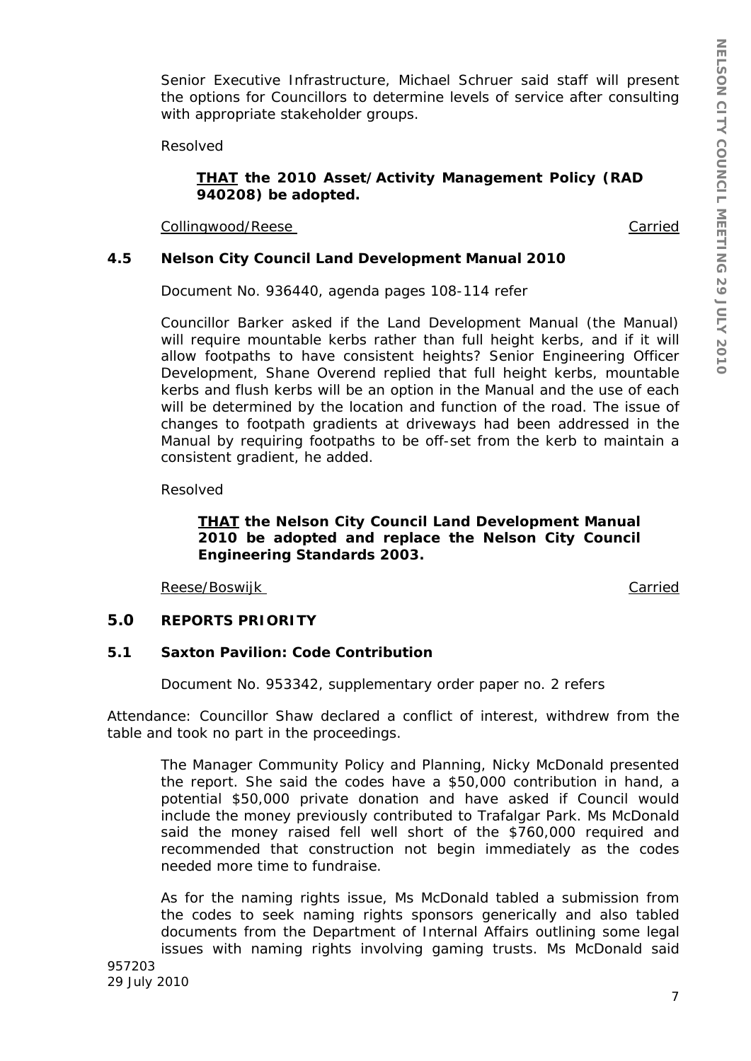Senior Executive Infrastructure, Michael Schruer said staff will present the options for Councillors to determine levels of service after consulting with appropriate stakeholder groups.

Resolved

> **THAT the 2010 Asset/Activity Management Policy (RAD 940208) be adopted.**

Collingwood/Reese Carried

### 4.5 Nelson City Council Land Development Manual 2010

Document No. 936440, agenda pages 108-114 refer

Councillor Barker asked if the Land Development Manual (the Manual) will require mountable kerbs rather than full height kerbs, and if it will allow footpaths to have consistent heights? Senior Engineering Officer Development, Shane Overend replied that full height kerbs, mountable kerbs and flush kerbs will be an option in the Manual and the use of each will be determined by the location and function of the road. The issue of changes to footpath gradients at driveways had been addressed in the Manual by requiring footpaths to be off-set from the kerb to maintain a consistent gradient, he added.

Resolved

> **THAT the Nelson City Council Land Development Manual 2010 be adopted and replace the Nelson City Council Engineering Standards 2003.**

Reese/Boswijk Carried

## 5.0 REPORTS PRIORITY

### 5.1 Saxton Pavilion: Code Contribution

Document No. 953342, supplementary order paper no. 2 refers

Attendance: Councillor Shaw declared a conflict of interest, withdrew from the table and took no part in the proceedings.

The Manager Community Policy and Planning, Nicky McDonald presented the report. She said the codes have a $50,000 contribution in hand, a potential $50,000 private donation and have asked if Council would include the money previously contributed to Trafalgar Park. Ms McDonald said the money raised fell well short of the $760,000 required and recommended that construction not begin immediately as the codes needed more time to fundraise.

As for the naming rights issue, Ms McDonald tabled a submission from the codes to seek naming rights sponsors generically and also tabled documents from the Department of Internal Affairs outlining some legal issues with naming rights involving gaming trusts. Ms McDonald said

957203
29 July 2010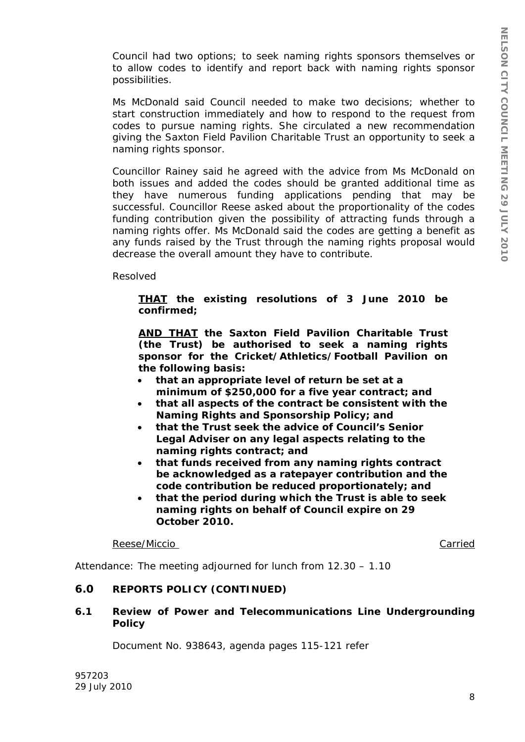Council had two options; to seek naming rights sponsors themselves or to allow codes to identify and report back with naming rights sponsor possibilities.

Ms McDonald said Council needed to make two decisions; whether to start construction immediately and how to respond to the request from codes to pursue naming rights. She circulated a new recommendation giving the Saxton Field Pavilion Charitable Trust an opportunity to seek a naming rights sponsor.

Councillor Rainey said he agreed with the advice from Ms McDonald on both issues and added the codes should be granted additional time as they have numerous funding applications pending that may be successful. Councillor Reese asked about the proportionality of the codes funding contribution given the possibility of attracting funds through a naming rights offer. Ms McDonald said the codes are getting a benefit as any funds raised by the Trust through the naming rights proposal would decrease the overall amount they have to contribute.

Resolved

> **<u>THAT</u> the existing resolutions of 3 June 2010 be confirmed;**
>
> **<u>AND THAT</u> the Saxton Field Pavilion Charitable Trust (the Trust) be authorised to seek a naming rights sponsor for the Cricket/Athletics/Football Pavilion on the following basis:**
>
> - **that an appropriate level of return be set at a minimum of $250,000 for a five year contract; and**
> - **that all aspects of the contract be consistent with the Naming Rights and Sponsorship Policy; and**
> - **that the Trust seek the advice of Council's Senior Legal Adviser on any legal aspects relating to the naming rights contract; and**
> - **that funds received from any naming rights contract be acknowledged as a ratepayer contribution and the code contribution be reduced proportionately; and**
> - **that the period during which the Trust is able to seek naming rights on behalf of Council expire on 29 October 2010.**

<u>Reese/Miccio</u> <u>Carried</u>

Attendance: The meeting adjourned for lunch from 12.30 – 1.10

## 6.0 REPORTS POLICY (CONTINUED)

### 6.1 Review of Power and Telecommunications Line Undergrounding Policy

Document No. 938643, agenda pages 115-121 refer

957203
29 July 2010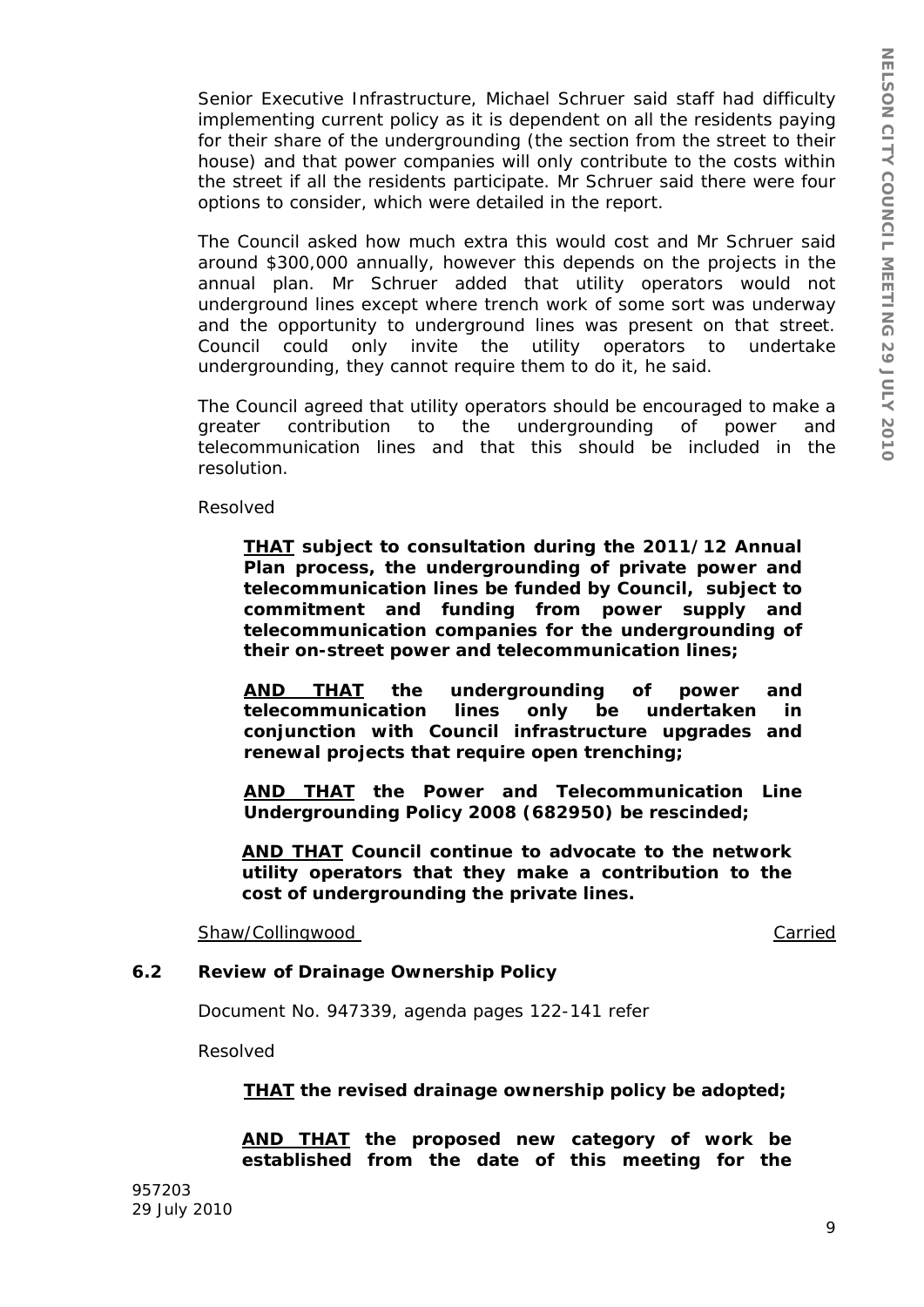Senior Executive Infrastructure, Michael Schruer said staff had difficulty implementing current policy as it is dependent on all the residents paying for their share of the undergrounding (the section from the street to their house) and that power companies will only contribute to the costs within the street if all the residents participate. Mr Schruer said there were four options to consider, which were detailed in the report.

The Council asked how much extra this would cost and Mr Schruer said around $300,000 annually, however this depends on the projects in the annual plan. Mr Schruer added that utility operators would not underground lines except where trench work of some sort was underway and the opportunity to underground lines was present on that street. Council could only invite the utility operators to undertake undergrounding, they cannot require them to do it, he said.

The Council agreed that utility operators should be encouraged to make a greater contribution to the undergrounding of power and telecommunication lines and that this should be included in the resolution.

Resolved

> **<u>THAT</u> subject to consultation during the 2011/12 Annual Plan process, the undergrounding of private power and telecommunication lines be funded by Council, subject to commitment and funding from power supply and telecommunication companies for the undergrounding of their on-street power and telecommunication lines;**
>
> **<u>AND THAT</u> the undergrounding of power and telecommunication lines only be undertaken in conjunction with Council infrastructure upgrades and renewal projects that require open trenching;**
>
> **<u>AND THAT</u> the Power and Telecommunication Line Undergrounding Policy 2008 (682950) be rescinded;**
>
> **<u>AND THAT</u> Council continue to advocate to the network utility operators that they make a contribution to the cost of undergrounding the private lines.**

<u>Shaw/Collingwood</u> <u>Carried</u>

### 6.2 Review of Drainage Ownership Policy

Document No. 947339, agenda pages 122-141 refer

Resolved

> **<u>THAT</u> the revised drainage ownership policy be adopted;**
>
> **<u>AND THAT</u> the proposed new category of work be established from the date of this meeting for the**

957203
29 July 2010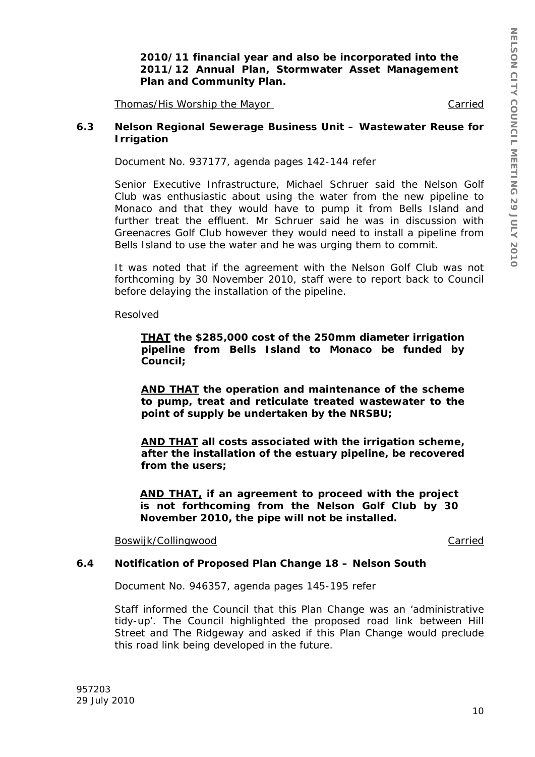**2010/11 financial year and also be incorporated into the 2011/12 Annual Plan, Stormwater Asset Management Plan and Community Plan.**

Thomas/His Worship the Mayor — Carried

### 6.3 Nelson Regional Sewerage Business Unit – Wastewater Reuse for Irrigation

Document No. 937177, agenda pages 142-144 refer

Senior Executive Infrastructure, Michael Schruer said the Nelson Golf Club was enthusiastic about using the water from the new pipeline to Monaco and that they would have to pump it from Bells Island and further treat the effluent. Mr Schruer said he was in discussion with Greenacres Golf Club however they would need to install a pipeline from Bells Island to use the water and he was urging them to commit.

It was noted that if the agreement with the Nelson Golf Club was not forthcoming by 30 November 2010, staff were to report back to Council before delaying the installation of the pipeline.

Resolved

> **THAT the $285,000 cost of the 250mm diameter irrigation pipeline from Bells Island to Monaco be funded by Council;**
>
> **AND THAT the operation and maintenance of the scheme to pump, treat and reticulate treated wastewater to the point of supply be undertaken by the NRSBU;**
>
> **AND THAT all costs associated with the irrigation scheme, after the installation of the estuary pipeline, be recovered from the users;**
>
> **AND THAT, if an agreement to proceed with the project is not forthcoming from the Nelson Golf Club by 30 November 2010, the pipe will not be installed.**

Boswijk/Collingwood — Carried

### 6.4 Notification of Proposed Plan Change 18 – Nelson South

Document No. 946357, agenda pages 145-195 refer

Staff informed the Council that this Plan Change was an 'administrative tidy-up'. The Council highlighted the proposed road link between Hill Street and The Ridgeway and asked if this Plan Change would preclude this road link being developed in the future.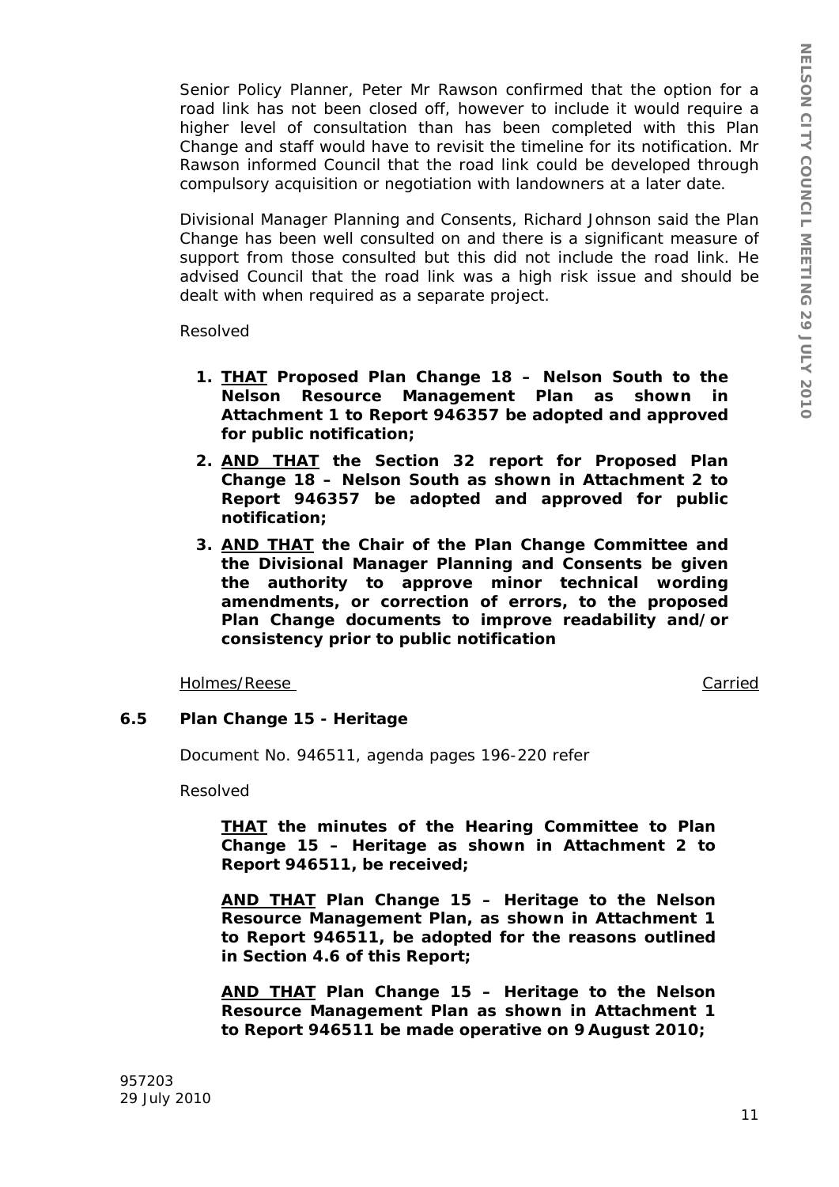Senior Policy Planner, Peter Mr Rawson confirmed that the option for a road link has not been closed off, however to include it would require a higher level of consultation than has been completed with this Plan Change and staff would have to revisit the timeline for its notification. Mr Rawson informed Council that the road link could be developed through compulsory acquisition or negotiation with landowners at a later date.

Divisional Manager Planning and Consents, Richard Johnson said the Plan Change has been well consulted on and there is a significant measure of support from those consulted but this did not include the road link. He advised Council that the road link was a high risk issue and should be dealt with when required as a separate project.

Resolved

1. **THAT Proposed Plan Change 18 – Nelson South to the Nelson Resource Management Plan as shown in Attachment 1 to Report 946357 be adopted and approved for public notification;**
2. **AND THAT the Section 32 report for Proposed Plan Change 18 – Nelson South as shown in Attachment 2 to Report 946357 be adopted and approved for public notification;**
3. **AND THAT the Chair of the Plan Change Committee and the Divisional Manager Planning and Consents be given the authority to approve minor technical wording amendments, or correction of errors, to the proposed Plan Change documents to improve readability and/or consistency prior to public notification**

Holmes/Reese Carried

### 6.5 Plan Change 15 - Heritage

Document No. 946511, agenda pages 196-220 refer

Resolved

**THAT the minutes of the Hearing Committee to Plan Change 15 – Heritage as shown in Attachment 2 to Report 946511, be received;**

**AND THAT Plan Change 15 – Heritage to the Nelson Resource Management Plan, as shown in Attachment 1 to Report 946511, be adopted for the reasons outlined in Section 4.6 of this Report;**

**AND THAT Plan Change 15 – Heritage to the Nelson Resource Management Plan as shown in Attachment 1 to Report 946511 be made operative on 9 August 2010;**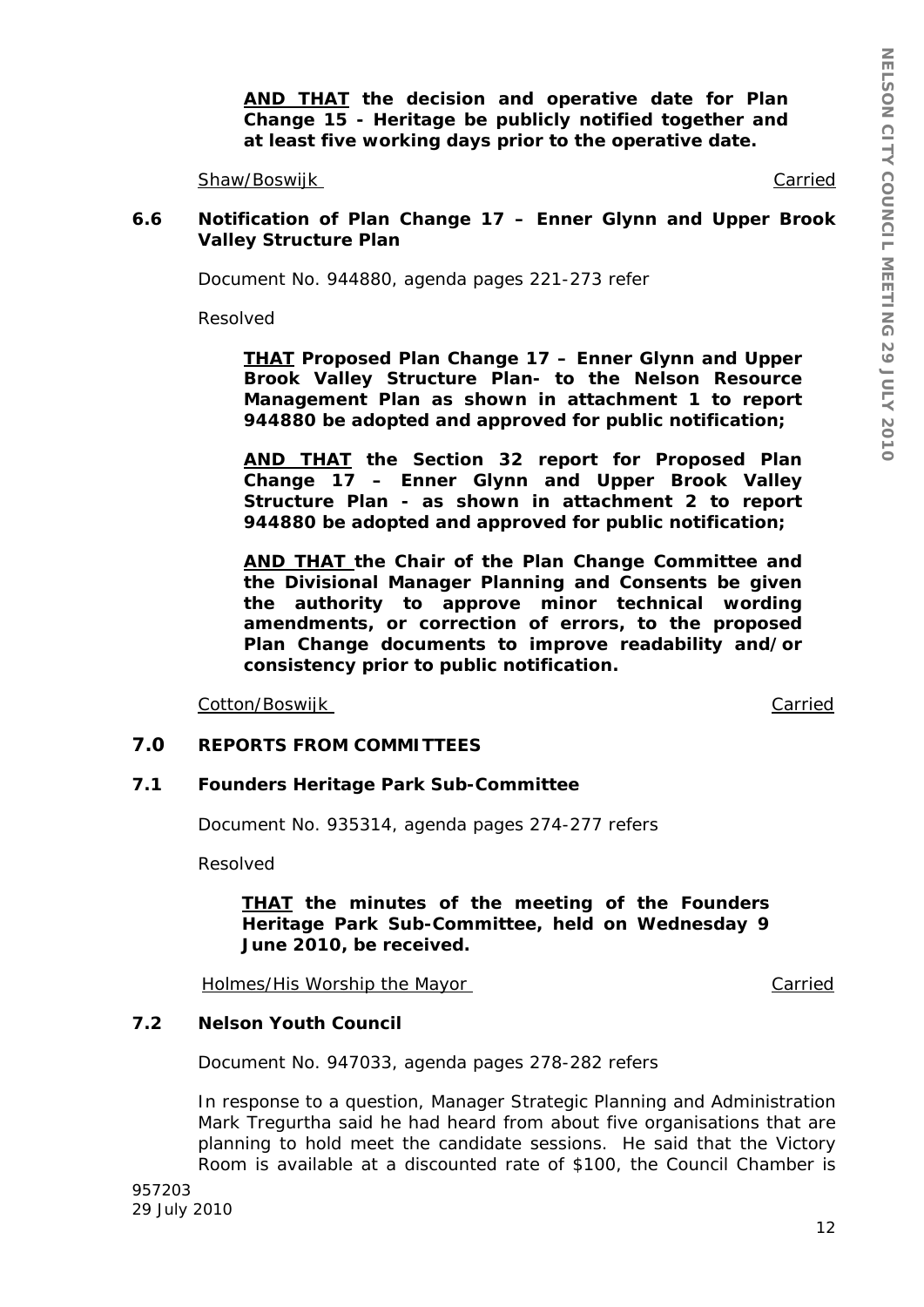**AND THAT the decision and operative date for Plan Change 15 - Heritage be publicly notified together and at least five working days prior to the operative date.**

Shaw/Boswijk Carried

### 6.6 Notification of Plan Change 17 – Enner Glynn and Upper Brook Valley Structure Plan

Document No. 944880, agenda pages 221-273 refer

Resolved

> **THAT Proposed Plan Change 17 – Enner Glynn and Upper Brook Valley Structure Plan- to the Nelson Resource Management Plan as shown in attachment 1 to report 944880 be adopted and approved for public notification;**
>
> **AND THAT the Section 32 report for Proposed Plan Change 17 – Enner Glynn and Upper Brook Valley Structure Plan - as shown in attachment 2 to report 944880 be adopted and approved for public notification;**
>
> **AND THAT the Chair of the Plan Change Committee and the Divisional Manager Planning and Consents be given the authority to approve minor technical wording amendments, or correction of errors, to the proposed Plan Change documents to improve readability and/or consistency prior to public notification.**

Cotton/Boswijk Carried

## 7.0 REPORTS FROM COMMITTEES

### 7.1 Founders Heritage Park Sub-Committee

Document No. 935314, agenda pages 274-277 refers

Resolved

> **THAT the minutes of the meeting of the Founders Heritage Park Sub-Committee, held on Wednesday 9 June 2010, be received.**

Holmes/His Worship the Mayor Carried

### 7.2 Nelson Youth Council

Document No. 947033, agenda pages 278-282 refers

In response to a question, Manager Strategic Planning and Administration Mark Tregurtha said he had heard from about five organisations that are planning to hold meet the candidate sessions. He said that the Victory Room is available at a discounted rate of $100, the Council Chamber is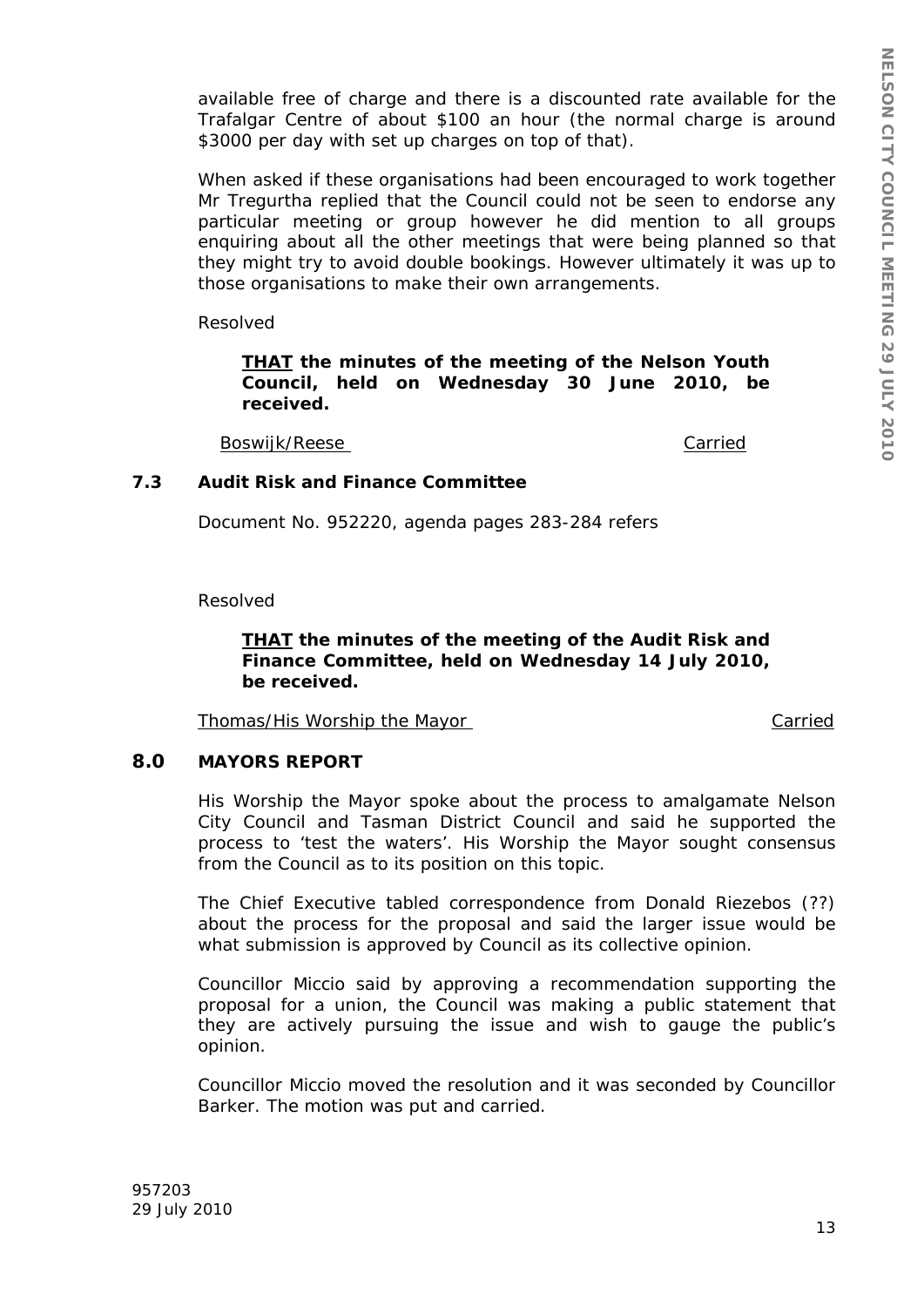available free of charge and there is a discounted rate available for the Trafalgar Centre of about $100 an hour (the normal charge is around $3000 per day with set up charges on top of that).

When asked if these organisations had been encouraged to work together Mr Tregurtha replied that the Council could not be seen to endorse any particular meeting or group however he did mention to all groups enquiring about all the other meetings that were being planned so that they might try to avoid double bookings. However ultimately it was up to those organisations to make their own arrangements.

Resolved

> **THAT the minutes of the meeting of the Nelson Youth Council, held on Wednesday 30 June 2010, be received.**

Boswijk/Reese — Carried

### 7.3 Audit Risk and Finance Committee

Document No. 952220, agenda pages 283-284 refers

Resolved

> **THAT the minutes of the meeting of the Audit Risk and Finance Committee, held on Wednesday 14 July 2010, be received.**

Thomas/His Worship the Mayor — Carried

## 8.0 MAYORS REPORT

His Worship the Mayor spoke about the process to amalgamate Nelson City Council and Tasman District Council and said he supported the process to 'test the waters'. His Worship the Mayor sought consensus from the Council as to its position on this topic.

The Chief Executive tabled correspondence from Donald Riezebos (??) about the process for the proposal and said the larger issue would be what submission is approved by Council as its collective opinion.

Councillor Miccio said by approving a recommendation supporting the proposal for a union, the Council was making a public statement that they are actively pursuing the issue and wish to gauge the public's opinion.

Councillor Miccio moved the resolution and it was seconded by Councillor Barker. The motion was put and carried.

957203
29 July 2010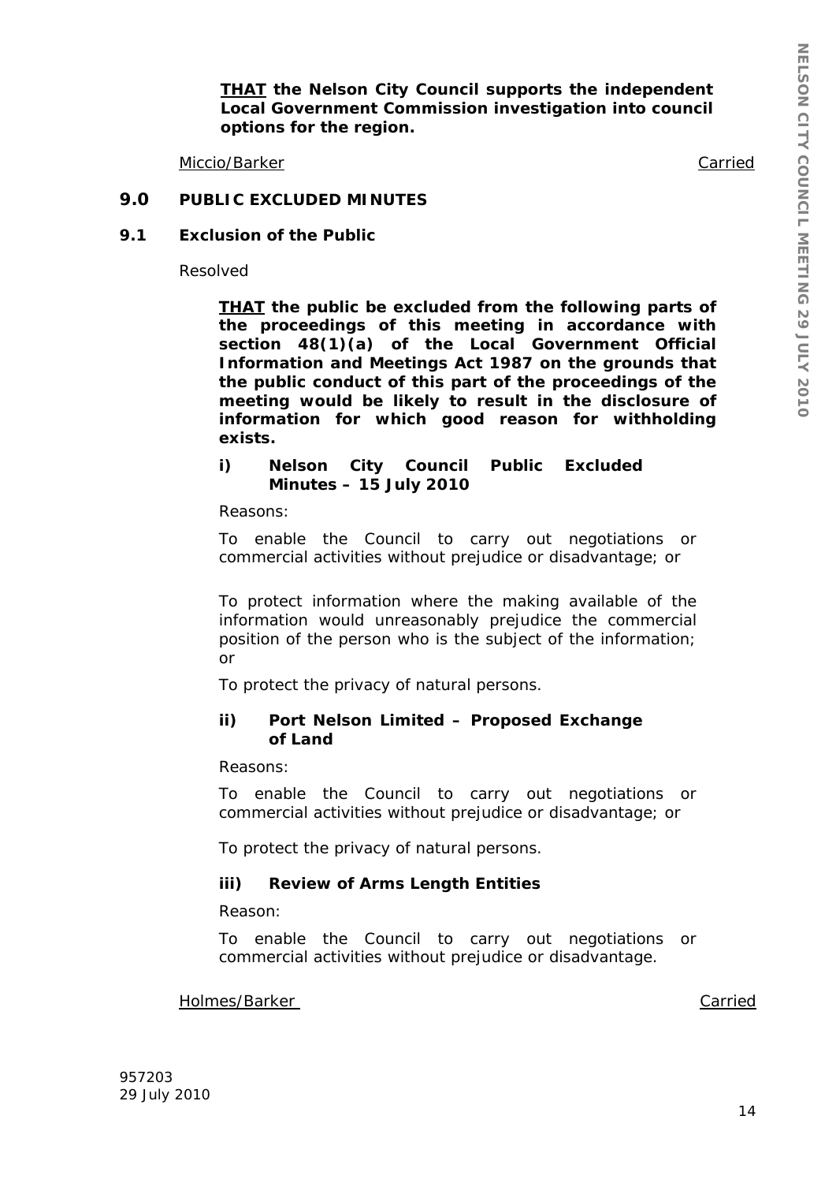**<u>THAT</u> the Nelson City Council supports the independent Local Government Commission investigation into council options for the region.**

<u>Miccio/Barker</u> <u>Carried</u>

## 9.0 PUBLIC EXCLUDED MINUTES

### 9.1 Exclusion of the Public

Resolved

**<u>THAT</u> the public be excluded from the following parts of the proceedings of this meeting in accordance with section 48(1)(a) of the Local Government Official Information and Meetings Act 1987 on the grounds that the public conduct of this part of the proceedings of the meeting would be likely to result in the disclosure of information for which good reason for withholding exists.**

**i) Nelson City Council Public Excluded Minutes – 15 July 2010**

Reasons:

To enable the Council to carry out negotiations or commercial activities without prejudice or disadvantage; or

To protect information where the making available of the information would unreasonably prejudice the commercial position of the person who is the subject of the information; or

To protect the privacy of natural persons.

**ii) Port Nelson Limited – Proposed Exchange of Land**

Reasons:

To enable the Council to carry out negotiations or commercial activities without prejudice or disadvantage; or

To protect the privacy of natural persons.

**iii) Review of Arms Length Entities**

Reason:

To enable the Council to carry out negotiations or commercial activities without prejudice or disadvantage.

<u>Holmes/Barker</u> <u>Carried</u>

957203
29 July 2010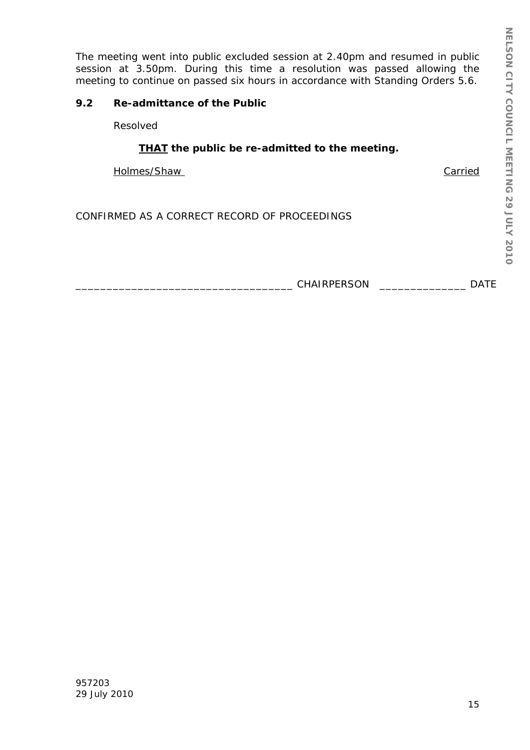The meeting went into public excluded session at 2.40pm and resumed in public session at 3.50pm. During this time a resolution was passed allowing the meeting to continue on passed six hours in accordance with Standing Orders 5.6.

### 9.2 Re-admittance of the Public

Resolved

**THAT the public be re-admitted to the meeting.**

Holmes/Shaw — Carried

CONFIRMED AS A CORRECT RECORD OF PROCEEDINGS

___________________________________ CHAIRPERSON ______________ DATE

957203
29 July 2010